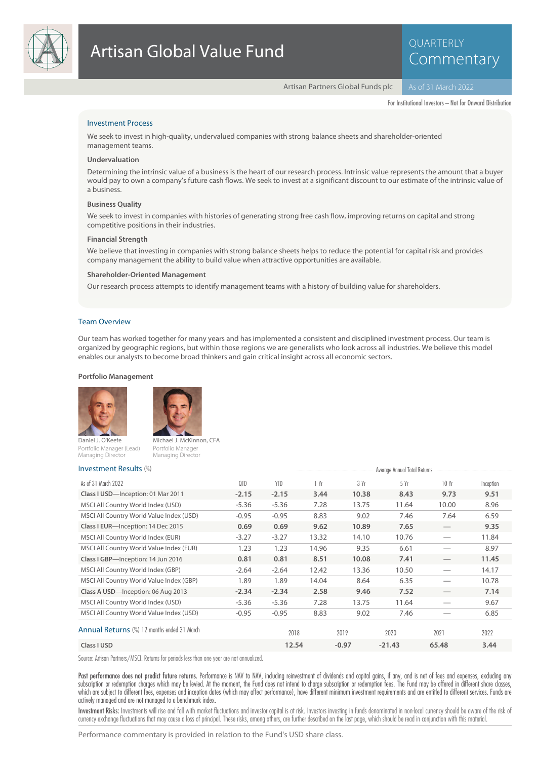# Artisan Global Value Fund

QUARTERLY Commentary

Artisan Partners Global Funds plc | As of 31 March 2022

For Institutional Investors – Not for Onward Distribution

## Investment Process

We seek to invest in high-quality, undervalued companies with strong balance sheets and shareholder-oriented management teams.

### Undervaluation

Determining the intrinsic value of a business is the heart of our research process. Intrinsic value represents the amount that a buyer would pay to own a company's future cash flows. We seek to invest at a significant discount to our estimate of the intrinsic value of a business.

### Business Quality

We seek to invest in companies with histories of generating strong free cash flow, improving returns on capital and strong competitive positions in their industries.

### Financial Strength

We believe that investing in companies with strong balance sheets helps to reduce the potential for capital risk and provides company management the ability to build value when attractive opportunities are available.

### Shareholder-Oriented Management

Our research process attempts to identify management teams with a history of building value for shareholders.

## Team Overview

Our team has worked together for many years and has implemented a consistent and disciplined investment process. Our team is organized by geographic regions, but within those regions we are generalists who look across all industries. We believe this model enables our analysts to become broad thinkers and gain critical insight across all economic sectors.

### Portfolio Management

Daniel J. O'Keefe
Portfolio Manager (Lead)
Managing Director

Michael J. McKinnon, CFA
Portfolio Manager
Managing Director

## Investment Results (%)

| As of 31 March 2022 | QTD | YTD | 1 Yr | 3 Yr | 5 Yr | 10 Yr | Inception |
|---|---|---|---|---|---|---|---|
| | | | Average Annual Total Returns | | | | |
| **Class I USD**—Inception: 01 Mar 2011 | **-2.15** | **-2.15** | **3.44** | **10.38** | **8.43** | **9.73** | **9.51** |
| MSCI All Country World Index (USD) | -5.36 | -5.36 | 7.28 | 13.75 | 11.64 | 10.00 | 8.96 |
| MSCI All Country World Value Index (USD) | -0.95 | -0.95 | 8.83 | 9.02 | 7.46 | 7.64 | 6.59 |
| **Class I EUR**—Inception: 14 Dec 2015 | **0.69** | **0.69** | **9.62** | **10.89** | **7.65** | — | **9.35** |
| MSCI All Country World Index (EUR) | -3.27 | -3.27 | 13.32 | 14.10 | 10.76 | — | 11.84 |
| MSCI All Country World Value Index (EUR) | 1.23 | 1.23 | 14.96 | 9.35 | 6.61 | — | 8.97 |
| **Class I GBP**—Inception: 14 Jun 2016 | **0.81** | **0.81** | **8.51** | **10.08** | **7.41** | — | **11.45** |
| MSCI All Country World Index (GBP) | -2.64 | -2.64 | 12.42 | 13.36 | 10.50 | — | 14.17 |
| MSCI All Country World Value Index (GBP) | 1.89 | 1.89 | 14.04 | 8.64 | 6.35 | — | 10.78 |
| **Class A USD**—Inception: 06 Aug 2013 | **-2.34** | **-2.34** | **2.58** | **9.46** | **7.52** | — | **7.14** |
| MSCI All Country World Index (USD) | -5.36 | -5.36 | 7.28 | 13.75 | 11.64 | — | 9.67 |
| MSCI All Country World Value Index (USD) | -0.95 | -0.95 | 8.83 | 9.02 | 7.46 | — | 6.85 |

## Annual Returns (%) 12 months ended 31 March

| | 2018 | 2019 | 2020 | 2021 | 2022 |
|---|---|---|---|---|---|
| **Class I USD** | **12.54** | **-0.97** | **-21.43** | **65.48** | **3.44** |

Source: Artisan Partners/MSCI. Returns for periods less than one year are not annualized.

**Past performance does not predict future returns.** Performance is NAV to NAV, including reinvestment of dividends and capital gains, if any, and is net of fees and expenses, excluding any subscription or redemption charges which may be levied. At the moment, the Fund does not intend to charge subscription or redemption fees. The Fund may be offered in different share classes, which are subject to different fees, expenses and inception dates (which may affect performance), have different minimum investment requirements and are entitled to different services. Funds are actively managed and are not managed to a benchmark index.

**Investment Risks:** Investments will rise and fall with market fluctuations and investor capital is at risk. Investors investing in funds denominated in non-local currency should be aware of the risk of currency exchange fluctuations that may cause a loss of principal. These risks, among others, are further described on the last page, which should be read in conjunction with this material.

Performance commentary is provided in relation to the Fund's USD share class.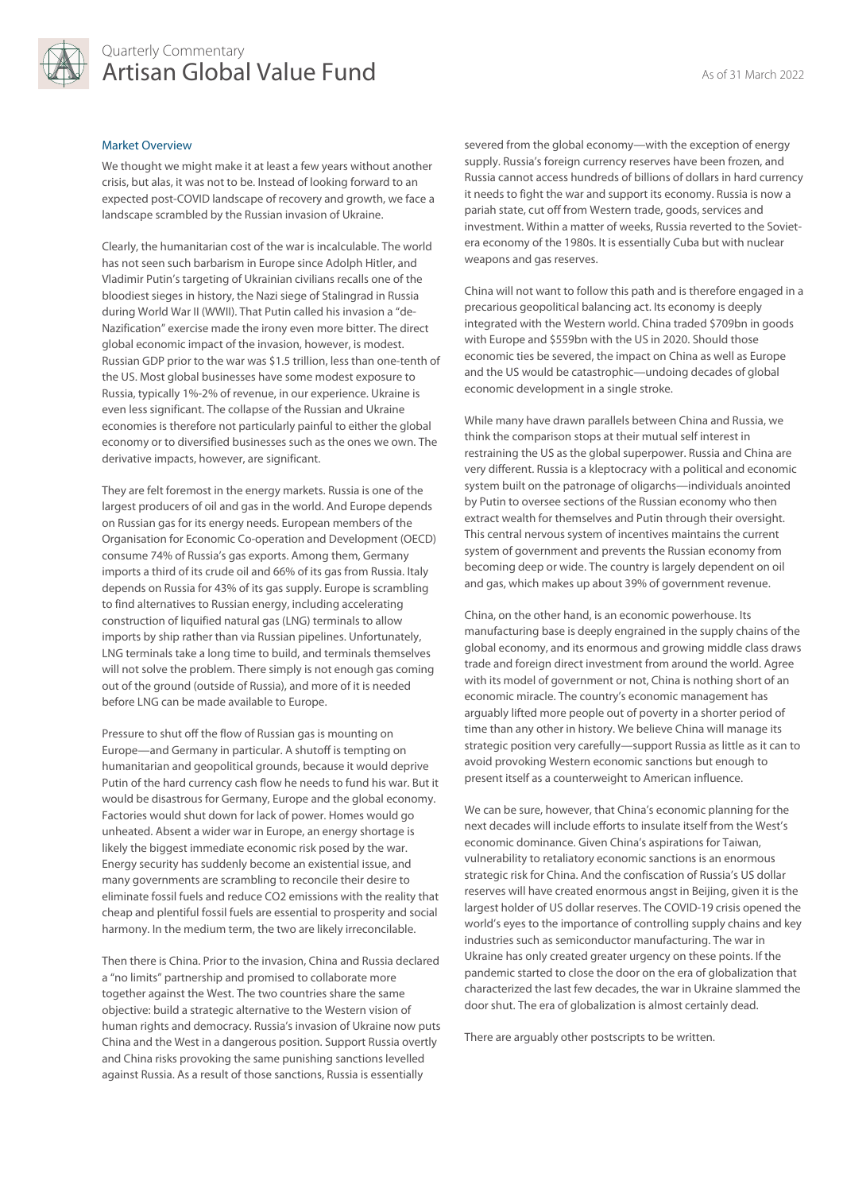## Market Overview

We thought we might make it at least a few years without another crisis, but alas, it was not to be. Instead of looking forward to an expected post-COVID landscape of recovery and growth, we face a landscape scrambled by the Russian invasion of Ukraine.

Clearly, the humanitarian cost of the war is incalculable. The world has not seen such barbarism in Europe since Adolph Hitler, and Vladimir Putin's targeting of Ukrainian civilians recalls one of the bloodiest sieges in history, the Nazi siege of Stalingrad in Russia during World War II (WWII). That Putin called his invasion a "de-Nazification" exercise made the irony even more bitter. The direct global economic impact of the invasion, however, is modest. Russian GDP prior to the war was $1.5 trillion, less than one-tenth of the US. Most global businesses have some modest exposure to Russia, typically 1%-2% of revenue, in our experience. Ukraine is even less significant. The collapse of the Russian and Ukraine economies is therefore not particularly painful to either the global economy or to diversified businesses such as the ones we own. The derivative impacts, however, are significant.

They are felt foremost in the energy markets. Russia is one of the largest producers of oil and gas in the world. And Europe depends on Russian gas for its energy needs. European members of the Organisation for Economic Co-operation and Development (OECD) consume 74% of Russia's gas exports. Among them, Germany imports a third of its crude oil and 66% of its gas from Russia. Italy depends on Russia for 43% of its gas supply. Europe is scrambling to find alternatives to Russian energy, including accelerating construction of liquified natural gas (LNG) terminals to allow imports by ship rather than via Russian pipelines. Unfortunately, LNG terminals take a long time to build, and terminals themselves will not solve the problem. There simply is not enough gas coming out of the ground (outside of Russia), and more of it is needed before LNG can be made available to Europe.

Pressure to shut off the flow of Russian gas is mounting on Europe—and Germany in particular. A shutoff is tempting on humanitarian and geopolitical grounds, because it would deprive Putin of the hard currency cash flow he needs to fund his war. But it would be disastrous for Germany, Europe and the global economy. Factories would shut down for lack of power. Homes would go unheated. Absent a wider war in Europe, an energy shortage is likely the biggest immediate economic risk posed by the war. Energy security has suddenly become an existential issue, and many governments are scrambling to reconcile their desire to eliminate fossil fuels and reduce CO2 emissions with the reality that cheap and plentiful fossil fuels are essential to prosperity and social harmony. In the medium term, the two are likely irreconcilable.

Then there is China. Prior to the invasion, China and Russia declared a "no limits" partnership and promised to collaborate more together against the West. The two countries share the same objective: build a strategic alternative to the Western vision of human rights and democracy. Russia's invasion of Ukraine now puts China and the West in a dangerous position. Support Russia overtly and China risks provoking the same punishing sanctions levelled against Russia. As a result of those sanctions, Russia is essentially severed from the global economy—with the exception of energy supply. Russia's foreign currency reserves have been frozen, and Russia cannot access hundreds of billions of dollars in hard currency it needs to fight the war and support its economy. Russia is now a pariah state, cut off from Western trade, goods, services and investment. Within a matter of weeks, Russia reverted to the Soviet-era economy of the 1980s. It is essentially Cuba but with nuclear weapons and gas reserves.

China will not want to follow this path and is therefore engaged in a precarious geopolitical balancing act. Its economy is deeply integrated with the Western world. China traded $709bn in goods with Europe and $559bn with the US in 2020. Should those economic ties be severed, the impact on China as well as Europe and the US would be catastrophic—undoing decades of global economic development in a single stroke.

While many have drawn parallels between China and Russia, we think the comparison stops at their mutual self interest in restraining the US as the global superpower. Russia and China are very different. Russia is a kleptocracy with a political and economic system built on the patronage of oligarchs—individuals anointed by Putin to oversee sections of the Russian economy who then extract wealth for themselves and Putin through their oversight. This central nervous system of incentives maintains the current system of government and prevents the Russian economy from becoming deep or wide. The country is largely dependent on oil and gas, which makes up about 39% of government revenue.

China, on the other hand, is an economic powerhouse. Its manufacturing base is deeply engrained in the supply chains of the global economy, and its enormous and growing middle class draws trade and foreign direct investment from around the world. Agree with its model of government or not, China is nothing short of an economic miracle. The country's economic management has arguably lifted more people out of poverty in a shorter period of time than any other in history. We believe China will manage its strategic position very carefully—support Russia as little as it can to avoid provoking Western economic sanctions but enough to present itself as a counterweight to American influence.

We can be sure, however, that China's economic planning for the next decades will include efforts to insulate itself from the West's economic dominance. Given China's aspirations for Taiwan, vulnerability to retaliatory economic sanctions is an enormous strategic risk for China. And the confiscation of Russia's US dollar reserves will have created enormous angst in Beijing, given it is the largest holder of US dollar reserves. The COVID-19 crisis opened the world's eyes to the importance of controlling supply chains and key industries such as semiconductor manufacturing. The war in Ukraine has only created greater urgency on these points. If the pandemic started to close the door on the era of globalization that characterized the last few decades, the war in Ukraine slammed the door shut. The era of globalization is almost certainly dead.

There are arguably other postscripts to be written.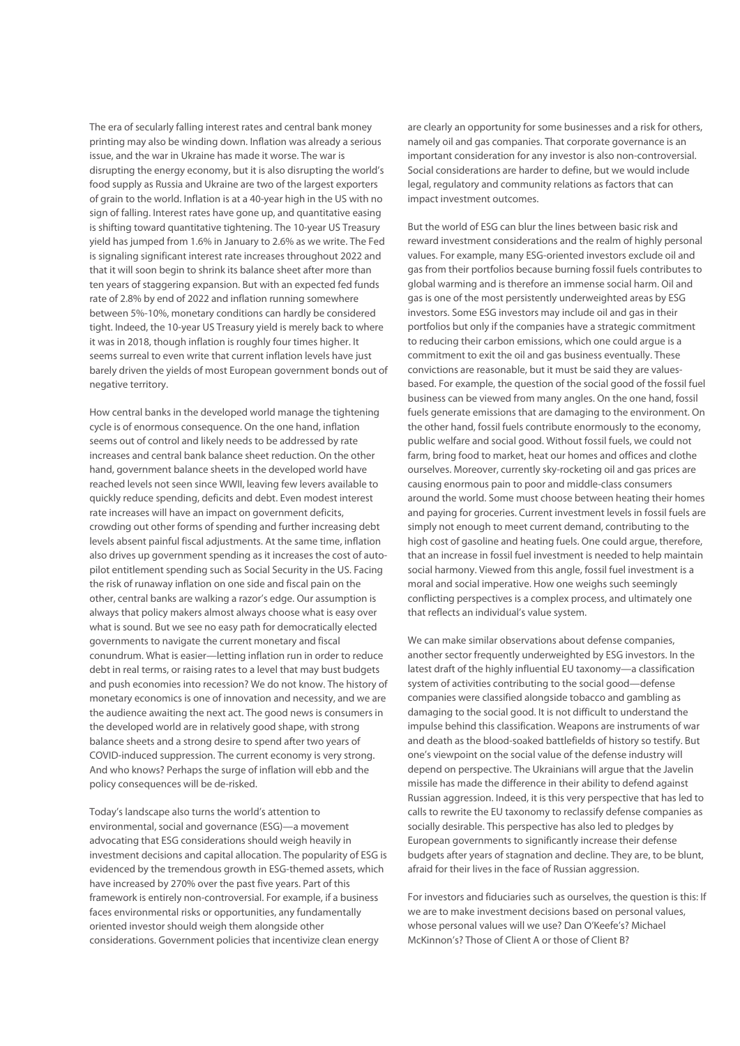The era of secularly falling interest rates and central bank money printing may also be winding down. Inflation was already a serious issue, and the war in Ukraine has made it worse. The war is disrupting the energy economy, but it is also disrupting the world's food supply as Russia and Ukraine are two of the largest exporters of grain to the world. Inflation is at a 40-year high in the US with no sign of falling. Interest rates have gone up, and quantitative easing is shifting toward quantitative tightening. The 10-year US Treasury yield has jumped from 1.6% in January to 2.6% as we write. The Fed is signaling significant interest rate increases throughout 2022 and that it will soon begin to shrink its balance sheet after more than ten years of staggering expansion. But with an expected fed funds rate of 2.8% by end of 2022 and inflation running somewhere between 5%-10%, monetary conditions can hardly be considered tight. Indeed, the 10-year US Treasury yield is merely back to where it was in 2018, though inflation is roughly four times higher. It seems surreal to even write that current inflation levels have just barely driven the yields of most European government bonds out of negative territory.

How central banks in the developed world manage the tightening cycle is of enormous consequence. On the one hand, inflation seems out of control and likely needs to be addressed by rate increases and central bank balance sheet reduction. On the other hand, government balance sheets in the developed world have reached levels not seen since WWII, leaving few levers available to quickly reduce spending, deficits and debt. Even modest interest rate increases will have an impact on government deficits, crowding out other forms of spending and further increasing debt levels absent painful fiscal adjustments. At the same time, inflation also drives up government spending as it increases the cost of auto-pilot entitlement spending such as Social Security in the US. Facing the risk of runaway inflation on one side and fiscal pain on the other, central banks are walking a razor's edge. Our assumption is always that policy makers almost always choose what is easy over what is sound. But we see no easy path for democratically elected governments to navigate the current monetary and fiscal conundrum. What is easier—letting inflation run in order to reduce debt in real terms, or raising rates to a level that may bust budgets and push economies into recession? We do not know. The history of monetary economics is one of innovation and necessity, and we are the audience awaiting the next act. The good news is consumers in the developed world are in relatively good shape, with strong balance sheets and a strong desire to spend after two years of COVID-induced suppression. The current economy is very strong. And who knows? Perhaps the surge of inflation will ebb and the policy consequences will be de-risked.

Today's landscape also turns the world's attention to environmental, social and governance (ESG)—a movement advocating that ESG considerations should weigh heavily in investment decisions and capital allocation. The popularity of ESG is evidenced by the tremendous growth in ESG-themed assets, which have increased by 270% over the past five years. Part of this framework is entirely non-controversial. For example, if a business faces environmental risks or opportunities, any fundamentally oriented investor should weigh them alongside other considerations. Government policies that incentivize clean energy are clearly an opportunity for some businesses and a risk for others, namely oil and gas companies. That corporate governance is an important consideration for any investor is also non-controversial. Social considerations are harder to define, but we would include legal, regulatory and community relations as factors that can impact investment outcomes.

But the world of ESG can blur the lines between basic risk and reward investment considerations and the realm of highly personal values. For example, many ESG-oriented investors exclude oil and gas from their portfolios because burning fossil fuels contributes to global warming and is therefore an immense social harm. Oil and gas is one of the most persistently underweighted areas by ESG investors. Some ESG investors may include oil and gas in their portfolios but only if the companies have a strategic commitment to reducing their carbon emissions, which one could argue is a commitment to exit the oil and gas business eventually. These convictions are reasonable, but it must be said they are values-based. For example, the question of the social good of the fossil fuel business can be viewed from many angles. On the one hand, fossil fuels generate emissions that are damaging to the environment. On the other hand, fossil fuels contribute enormously to the economy, public welfare and social good. Without fossil fuels, we could not farm, bring food to market, heat our homes and offices and clothe ourselves. Moreover, currently sky-rocketing oil and gas prices are causing enormous pain to poor and middle-class consumers around the world. Some must choose between heating their homes and paying for groceries. Current investment levels in fossil fuels are simply not enough to meet current demand, contributing to the high cost of gasoline and heating fuels. One could argue, therefore, that an increase in fossil fuel investment is needed to help maintain social harmony. Viewed from this angle, fossil fuel investment is a moral and social imperative. How one weighs such seemingly conflicting perspectives is a complex process, and ultimately one that reflects an individual's value system.

We can make similar observations about defense companies, another sector frequently underweighted by ESG investors. In the latest draft of the highly influential EU taxonomy—a classification system of activities contributing to the social good—defense companies were classified alongside tobacco and gambling as damaging to the social good. It is not difficult to understand the impulse behind this classification. Weapons are instruments of war and death as the blood-soaked battlefields of history so testify. But one's viewpoint on the social value of the defense industry will depend on perspective. The Ukrainians will argue that the Javelin missile has made the difference in their ability to defend against Russian aggression. Indeed, it is this very perspective that has led to calls to rewrite the EU taxonomy to reclassify defense companies as socially desirable. This perspective has also led to pledges by European governments to significantly increase their defense budgets after years of stagnation and decline. They are, to be blunt, afraid for their lives in the face of Russian aggression.

For investors and fiduciaries such as ourselves, the question is this: If we are to make investment decisions based on personal values, whose personal values will we use? Dan O'Keefe's? Michael McKinnon's? Those of Client A or those of Client B?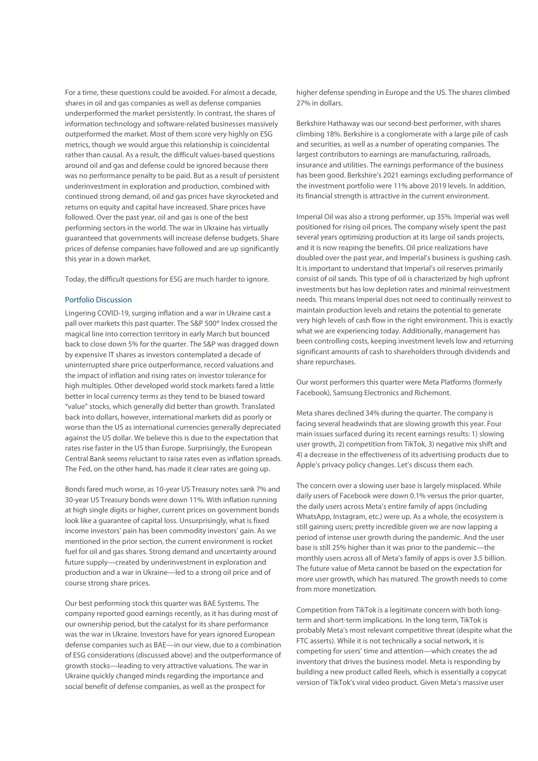For a time, these questions could be avoided. For almost a decade, shares in oil and gas companies as well as defense companies underperformed the market persistently. In contrast, the shares of information technology and software-related businesses massively outperformed the market. Most of them score very highly on ESG metrics, though we would argue this relationship is coincidental rather than causal. As a result, the difficult values-based questions around oil and gas and defense could be ignored because there was no performance penalty to be paid. But as a result of persistent underinvestment in exploration and production, combined with continued strong demand, oil and gas prices have skyrocketed and returns on equity and capital have increased. Share prices have followed. Over the past year, oil and gas is one of the best performing sectors in the world. The war in Ukraine has virtually guaranteed that governments will increase defense budgets. Share prices of defense companies have followed and are up significantly this year in a down market.

Today, the difficult questions for ESG are much harder to ignore.

## Portfolio Discussion

Lingering COVID-19, surging inflation and a war in Ukraine cast a pall over markets this past quarter. The S&P 500® Index crossed the magical line into correction territory in early March but bounced back to close down 5% for the quarter. The S&P was dragged down by expensive IT shares as investors contemplated a decade of uninterrupted share price outperformance, record valuations and the impact of inflation and rising rates on investor tolerance for high multiples. Other developed world stock markets fared a little better in local currency terms as they tend to be biased toward "value" stocks, which generally did better than growth. Translated back into dollars, however, international markets did as poorly or worse than the US as international currencies generally depreciated against the US dollar. We believe this is due to the expectation that rates rise faster in the US than Europe. Surprisingly, the European Central Bank seems reluctant to raise rates even as inflation spreads. The Fed, on the other hand, has made it clear rates are going up.

Bonds fared much worse, as 10-year US Treasury notes sank 7% and 30-year US Treasury bonds were down 11%. With inflation running at high single digits or higher, current prices on government bonds look like a guarantee of capital loss. Unsurprisingly, what is fixed income investors' pain has been commodity investors' gain. As we mentioned in the prior section, the current environment is rocket fuel for oil and gas shares. Strong demand and uncertainty around future supply—created by underinvestment in exploration and production and a war in Ukraine—led to a strong oil price and of course strong share prices.

Our best performing stock this quarter was BAE Systems. The company reported good earnings recently, as it has during most of our ownership period, but the catalyst for its share performance was the war in Ukraine. Investors have for years ignored European defense companies such as BAE—in our view, due to a combination of ESG considerations (discussed above) and the outperformance of growth stocks—leading to very attractive valuations. The war in Ukraine quickly changed minds regarding the importance and social benefit of defense companies, as well as the prospect for higher defense spending in Europe and the US. The shares climbed 27% in dollars.

Berkshire Hathaway was our second-best performer, with shares climbing 18%. Berkshire is a conglomerate with a large pile of cash and securities, as well as a number of operating companies. The largest contributors to earnings are manufacturing, railroads, insurance and utilities. The earnings performance of the business has been good. Berkshire's 2021 earnings excluding performance of the investment portfolio were 11% above 2019 levels. In addition, its financial strength is attractive in the current environment.

Imperial Oil was also a strong performer, up 35%. Imperial was well positioned for rising oil prices. The company wisely spent the past several years optimizing production at its large oil sands projects, and it is now reaping the benefits. Oil price realizations have doubled over the past year, and Imperial's business is gushing cash. It is important to understand that Imperial's oil reserves primarily consist of oil sands. This type of oil is characterized by high upfront investments but has low depletion rates and minimal reinvestment needs. This means Imperial does not need to continually reinvest to maintain production levels and retains the potential to generate very high levels of cash flow in the right environment. This is exactly what we are experiencing today. Additionally, management has been controlling costs, keeping investment levels low and returning significant amounts of cash to shareholders through dividends and share repurchases.

Our worst performers this quarter were Meta Platforms (formerly Facebook), Samsung Electronics and Richemont.

Meta shares declined 34% during the quarter. The company is facing several headwinds that are slowing growth this year. Four main issues surfaced during its recent earnings results: 1) slowing user growth, 2) competition from TikTok, 3) negative mix shift and 4) a decrease in the effectiveness of its advertising products due to Apple's privacy policy changes. Let's discuss them each.

The concern over a slowing user base is largely misplaced. While daily users of Facebook were down 0.1% versus the prior quarter, the daily users across Meta's entire family of apps (including WhatsApp, Instagram, etc.) were up. As a whole, the ecosystem is still gaining users; pretty incredible given we are now lapping a period of intense user growth during the pandemic. And the user base is still 25% higher than it was prior to the pandemic—the monthly users across all of Meta's family of apps is over 3.5 billion. The future value of Meta cannot be based on the expectation for more user growth, which has matured. The growth needs to come from more monetization.

Competition from TikTok is a legitimate concern with both long-term and short-term implications. In the long term, TikTok is probably Meta's most relevant competitive threat (despite what the FTC asserts). While it is not technically a social network, it is competing for users' time and attention—which creates the ad inventory that drives the business model. Meta is responding by building a new product called Reels, which is essentially a copycat version of TikTok's viral video product. Given Meta's massive user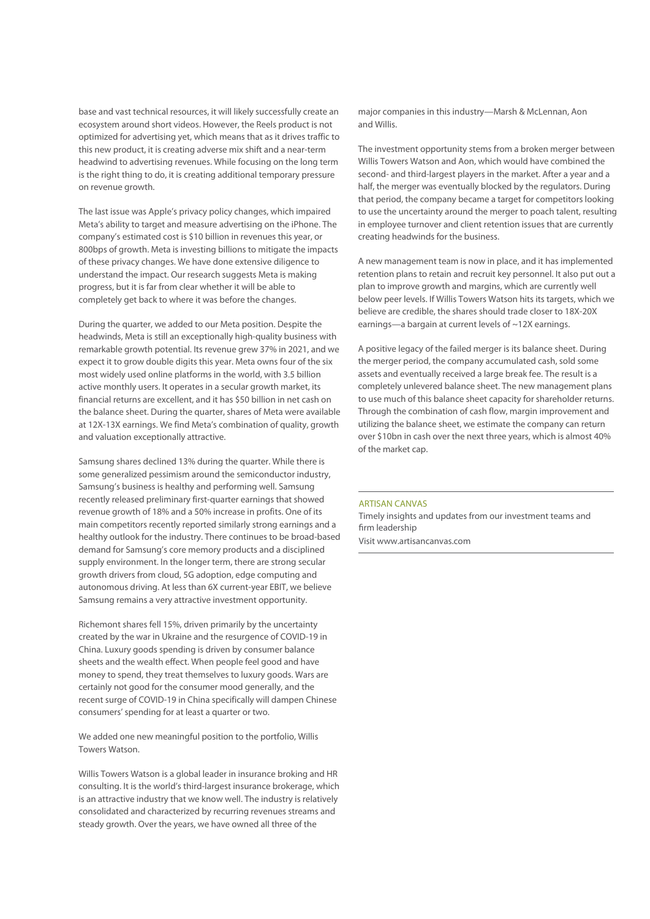base and vast technical resources, it will likely successfully create an ecosystem around short videos. However, the Reels product is not optimized for advertising yet, which means that as it drives traffic to this new product, it is creating adverse mix shift and a near-term headwind to advertising revenues. While focusing on the long term is the right thing to do, it is creating additional temporary pressure on revenue growth.

The last issue was Apple's privacy policy changes, which impaired Meta's ability to target and measure advertising on the iPhone. The company's estimated cost is $10 billion in revenues this year, or 800bps of growth. Meta is investing billions to mitigate the impacts of these privacy changes. We have done extensive diligence to understand the impact. Our research suggests Meta is making progress, but it is far from clear whether it will be able to completely get back to where it was before the changes.

During the quarter, we added to our Meta position. Despite the headwinds, Meta is still an exceptionally high-quality business with remarkable growth potential. Its revenue grew 37% in 2021, and we expect it to grow double digits this year. Meta owns four of the six most widely used online platforms in the world, with 3.5 billion active monthly users. It operates in a secular growth market, its financial returns are excellent, and it has $50 billion in net cash on the balance sheet. During the quarter, shares of Meta were available at 12X-13X earnings. We find Meta's combination of quality, growth and valuation exceptionally attractive.

Samsung shares declined 13% during the quarter. While there is some generalized pessimism around the semiconductor industry, Samsung's business is healthy and performing well. Samsung recently released preliminary first-quarter earnings that showed revenue growth of 18% and a 50% increase in profits. One of its main competitors recently reported similarly strong earnings and a healthy outlook for the industry. There continues to be broad-based demand for Samsung's core memory products and a disciplined supply environment. In the longer term, there are strong secular growth drivers from cloud, 5G adoption, edge computing and autonomous driving. At less than 6X current-year EBIT, we believe Samsung remains a very attractive investment opportunity.

Richemont shares fell 15%, driven primarily by the uncertainty created by the war in Ukraine and the resurgence of COVID-19 in China. Luxury goods spending is driven by consumer balance sheets and the wealth effect. When people feel good and have money to spend, they treat themselves to luxury goods. Wars are certainly not good for the consumer mood generally, and the recent surge of COVID-19 in China specifically will dampen Chinese consumers' spending for at least a quarter or two.

We added one new meaningful position to the portfolio, Willis Towers Watson.

Willis Towers Watson is a global leader in insurance broking and HR consulting. It is the world's third-largest insurance brokerage, which is an attractive industry that we know well. The industry is relatively consolidated and characterized by recurring revenues streams and steady growth. Over the years, we have owned all three of the major companies in this industry—Marsh & McLennan, Aon and Willis.

The investment opportunity stems from a broken merger between Willis Towers Watson and Aon, which would have combined the second- and third-largest players in the market. After a year and a half, the merger was eventually blocked by the regulators. During that period, the company became a target for competitors looking to use the uncertainty around the merger to poach talent, resulting in employee turnover and client retention issues that are currently creating headwinds for the business.

A new management team is now in place, and it has implemented retention plans to retain and recruit key personnel. It also put out a plan to improve growth and margins, which are currently well below peer levels. If Willis Towers Watson hits its targets, which we believe are credible, the shares should trade closer to 18X-20X earnings—a bargain at current levels of ~12X earnings.

A positive legacy of the failed merger is its balance sheet. During the merger period, the company accumulated cash, sold some assets and eventually received a large break fee. The result is a completely unlevered balance sheet. The new management plans to use much of this balance sheet capacity for shareholder returns. Through the combination of cash flow, margin improvement and utilizing the balance sheet, we estimate the company can return over $10bn in cash over the next three years, which is almost 40% of the market cap.

---

ARTISAN CANVAS

Timely insights and updates from our investment teams and firm leadership

Visit www.artisancanvas.com

---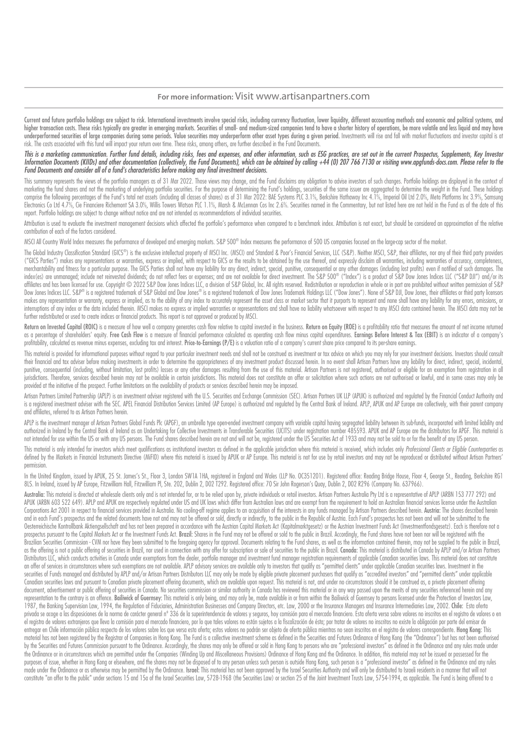**For more information:** Visit www.artisanpartners.com

Current and future portfolio holdings are subject to risk. International investments involve special risks, including currency fluctuation, lower liquidity, different accounting methods and economic and political systems, and higher transaction costs. These risks typically are greater in emerging markets. Securities of small- and medium-sized companies tend to have a shorter history of operations, be more volatile and less liquid and may have underperformed securities of large companies during some periods. Value securities may underperform other asset types during a given period. Investments will rise and fall with market fluctuations and investor capital is at risk. The costs associated with this fund will impact your return over time. These risks, among others, are further described in the Fund Documents.

*This is a marketing communication. Further fund details, including risks, fees and expenses, and other information, such as ESG practices, are set out in the current Prospectus, Supplements, Key Investor Information Documents (KIIDs) and other documentation (collectively, the Fund Documents), which can be obtained by calling +44 (0) 207 766 7130 or visiting www.apgfunds-docs.com. Please refer to the Fund Documents and consider all of a fund's characteristics before making any final investment decisions.*

This summary represents the views of the portfolio managers as of 31 Mar 2022. Those views may change, and the Fund disclaims any obligation to advise investors of such changes. Portfolio holdings are displayed in the context of marketing the fund shares and not the marketing of underlying portfolio securities. For the purpose of determining the Fund's holdings, securities of the same issuer are aggregated to determine the weight in the Fund. These holdings comprise the following percentages of the Fund's total net assets (including all classes of shares) as of 31 Mar 2022: BAE Systems PLC 3.1%, Berkshire Hathaway Inc 4.1%, Imperial Oil Ltd 2.0%, Meta Platforms Inc 3.9%, Samsung Electronics Co Ltd 4.7%, Cie Financiere Richemont SA 3.0%, Willis Towers Watson PLC 1.1%, Marsh & McLennan Cos Inc 2.6%. Securities named in the Commentary, but not listed here are not held in the Fund as of the date of this report. Portfolio holdings are subject to change without notice and are not intended as recommendations of individual securities.

Attribution is used to evaluate the investment management decisions which affected the portfolio's performance when compared to a benchmark index. Attribution is not exact, but should be considered an approximation of the relative contribution of each of the factors considered.

MSCI All Country World Index measures the performance of developed and emerging markets. S&P 500® Index measures the performance of 500 US companies focused on the large-cap sector of the market.

The Global Industry Classification Standard (GICS®) is the exclusive intellectual property of MSCI Inc. (MSCI) and Standard & Poor's Financial Services, LLC (S&P). Neither MSCI, S&P, their affiliates, nor any of their third party providers ("GICS Parties") makes any representations or warranties, express or implied, with respect to GICS or the results to be obtained by the use thereof, and expressly disclaim all warranties, including warranties of accuracy, completeness, merchantability and fitness for a particular purpose. The GICS Parties shall not have any liability for any direct, indirect, special, punitive, consequential or any other damages (including lost profits) even if notified of such damages. The index(es) are unmanaged; include net reinvested dividends; do not reflect fees or expenses; and are not available for direct investment. The S&P 500® ("Index") is a product of S&P Dow Jones Indices LLC ("S&P DJI") and/or its affiliates and has been licensed for use. Copyright © 2022 S&P Dow Jones Indices LLC, a division of S&P Global, Inc. All rights reserved. Redistribution or reproduction in whole or in part are prohibited without written permission of S&P Dow Jones Indices LLC. S&P® is a registered trademark of S&P Global and Dow Jones® is a registered trademark of Dow Jones Trademark Holdings LLC ("Dow Jones"). None of S&P DJI, Dow Jones, their affiliates or third party licensors makes any representation or warranty, express or implied, as to the ability of any index to accurately represent the asset class or market sector that it purports to represent and none shall have any liability for any errors, omissions, or interruptions of any index or the data included therein. MSCI makes no express or implied warranties or representations and shall have no liability whatsoever with respect to any MSCI data contained herein. The MSCI data may not be further redistributed or used to create indices or financial products. This report is not approved or produced by MSCI.

**Return on Invested Capital (ROIC)** is a measure of how well a company generates cash flow relative to capital invested in the business. **Return on Equity (ROE)** is a profitability ratio that measures the amount of net income returned as a percentage of shareholders' equity. **Free Cash Flow** is a measure of financial performance calculated as operating cash flow minus capital expenditures. **Earnings Before Interest & Tax (EBIT)** is an indicator of a company's profitability, calculated as revenue minus expenses, excluding tax and interest. **Price-to-Earnings (P/E)** is a valuation ratio of a company's current share price compared to its per-share earnings.

This material is provided for informational purposes without regard to your particular investment needs and shall not be construed as investment or tax advice on which you may rely for your investment decisions. Investors should consult their financial and tax adviser before making investments in order to determine the appropriateness of any investment product discussed herein. In no event shall Artisan Partners have any liability for direct, indirect, special, incidental, punitive, consequential (including, without limitation, lost profits) losses or any other damages resulting from the use of this material. Artisan Partners is not registered, authorised or eligible for an exemption from registration in all jurisdictions. Therefore, services described herein may not be available in certain jurisdictions. This material does not constitute an offer or solicitation where such actions are not authorised or lawful, and in some cases may only be provided at the initiative of the prospect. Further limitations on the availability of products or services described herein may be imposed.

Artisan Partners Limited Partnership (APLP) is an investment adviser registered with the U.S. Securities and Exchange Commission (SEC). Artisan Partners UK LLP (APUK) is authorized and regulated by the Financial Conduct Authority and is a registered investment adviser with the SEC. APEL Financial Distribution Services Limited (AP Europe) is authorized and regulated by the Central Bank of Ireland. APLP, APUK and AP Europe are collectively, with their parent company and affiliates, referred to as Artisan Partners herein.

APLP is the investment manager of Artisan Partners Global Funds Plc (APGF), an umbrella type open-ended investment company with variable capital having segregated liability between its sub-funds, incorporated with limited liability and authorized in Ireland by the Central Bank of Ireland as an Undertaking for Collective Investments in Transferable Securities (UCITS) under registration number 485593. APUK and AP Europe are the distributors for APGF. This material is not intended for use within the US or with any US persons. The Fund shares described herein are not and will not be, registered under the US Securities Act of 1933 and may not be sold to or for the benefit of any US person.

This material is only intended for investors which meet qualifications as institutional investors as defined in the applicable jurisdiction where this material is received, which includes only *Professional Clients or Eligible Counterparties* as defined by the Markets in Financial Instruments Directive (MiFID) where this material is issued by APUK or AP Europe. This material is not for use by retail investors and may not be reproduced or distributed without Artisan Partners' permission.

In the United Kingdom, issued by APUK, 25 St. James's St., Floor 3, London SW1A 1HA, registered in England and Wales (LLP No. OC351201). Registered office: Reading Bridge House, Floor 4, George St., Reading, Berkshire RG1 8LS. In Ireland, issued by AP Europe, Fitzwilliam Hall, Fitzwilliam Pl, Ste. 202, Dublin 2, D02 T292. Registered office: 70 Sir John Rogerson's Quay, Dublin 2, D02 R296 (Company No. 637966).

**Australia:** This material is directed at wholesale clients only and is not intended for, or to be relied upon by, private individuals or retail investors. Artisan Partners Australia Pty Ltd is a representative of APLP (ARBN 153 777 292) and APUK (ARBN 603 522 649). APLP and APUK are respectively regulated under US and UK laws which differ from Australian laws and are exempt from the requirement to hold an Australian financial services license under the Australian Corporations Act 2001 in respect to financial services provided in Australia. No cooling-off regime applies to an acquisition of the interests in any funds managed by Artisan Partners described herein. **Austria:** The shares described herein and in each Fund's prospectus and the related documents have not and may not be offered or sold, directly or indirectly, to the public in the Republic of Austria. Each Fund's prospectus has not been and will not be submitted to the Oesterreichische Kontrollbank Aktiengesellschaft and has not been prepared in accordance with the Austrian Capital Markets Act (Kapitalmarktgesetz) or the Austrian Investment Funds Act (Investmentfondsgesetz). Each is therefore not a prospectus pursuant to the Capital Markets Act or the Investment Funds Act. **Brazil:** Shares in the Fund may not be offered or sold to the public in Brazil. Accordingly, the Fund shares have not been nor will be registered with the Brazilian Securities Commission - CVM nor have they been submitted to the foregoing agency for approval. Documents relating to the Fund shares, as well as the information contained therein, may not be supplied to the public in Brazil, as the offering is not a public offering of securities in Brazil, nor used in connection with any offer for subscription or sale of securities to the public in Brazil. **Canada:** This material is distributed in Canada by APLP and/or Artisan Partners Distributors LLC, which conducts activities in Canada under exemptions from the dealer, portfolio manager and investment fund manager registration requirements of applicable Canadian securities laws. This material does not constitute an offer of services in circumstances where such exemptions are not available. APLP advisory services are available only to investors that qualify as "permitted clients" under applicable Canadian securities laws. Investment in the securities of Funds managed and distributed by APLP and/or Artisan Partners Distributors LLC may only be made by eligible private placement purchasers that qualify as "accredited investors" and "permitted clients" under applicable Canadian securities laws and pursuant to Canadian private placement offering documents, which are available upon request. This material is not, and under no circumstances should it be construed as, a private placement offering document, advertisement or public offering of securities in Canada. No securities commission or similar authority in Canada has reviewed this material or in any way passed upon the merits of any securities referenced herein and any representation to the contrary is an offence. **Bailiwick of Guernsey:** This material is only being, and may only be, made available in or from within the Bailiwick of Guernsey to persons licensed under the Protection of Investors Law, 1987, the Banking Supervision Law, 1994, the Regulation of Fiduciaries, Administration Businesses and Company Directors, etc. Law, 2000 or the Insurance Managers and Insurance Intermediaries Law, 2002. **Chile:** Esta oferta privada se acoge a las disposiciones de la norma de carácter general n° 336 de la superintendencia de valores y seguros, hoy comisión para el mercado financiero. Esta oferta versa sobre valores no inscritos en el registro de valores o en el registro de valores extranjeros que lleva la comisión para el mercado financiero, por lo que tales valores no están sujetos a la fiscalización de ésta; por tratar de valores no inscritos no existe la obligación por parte del emisor de entregar en Chile información pública respecto de los valores sobre los que versa esta oferta; estos valores no podrán ser objeto de oferta pública mientras no sean inscritos en el registro de valores correspondiente. **Hong Kong:** This material has not been registered by the Registrar of Companies in Hong Kong. The Fund is a collective investment scheme as defined in the Securities and Futures Ordinance of Hong Kong (the "Ordinance") but has not been authorised by the Securities and Futures Commission pursuant to the Ordinance. Accordingly, the shares may only be offered or sold in Hong Kong to persons who are "professional investors" as defined in the Ordinance and any rules made under the Ordinance or in circumstances which are permitted under the Companies (Winding Up and Miscellaneous Provisions) Ordinance of Hong Kong and the Ordinance. In addition, this material may not be issued or possessed for the purposes of issue, whether in Hong Kong or elsewhere, and the shares may not be disposed of to any person unless such person is outside Hong Kong, such person is a "professional investor" as defined in the Ordinance and any rules made under the Ordinance or as otherwise may be permitted by the Ordinance. **Israel:** This material has not been approved by the Israel Securities Authority and will only be distributed to Israeli residents in a manner that will not constitute "an offer to the public" under sections 15 and 15a of the Israel Securities Law, 5728-1968 (the Securities Law) or section 25 of the Joint Investment Trusts Law, 5754-1994, as applicable. The Fund is being offered to a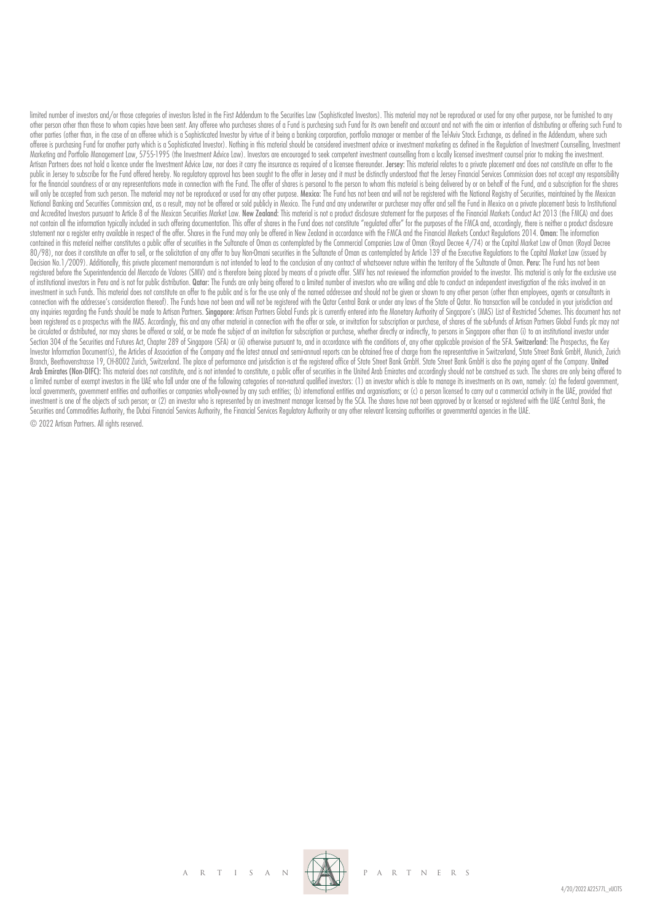limited number of investors and/or those categories of investors listed in the First Addendum to the Securities Law (Sophisticated Investors). This material may not be reproduced or used for any other purpose, nor be furnished to any other person other than those to whom copies have been sent. Any offeree who purchases shares of a Fund is purchasing such Fund for its own benefit and account and not with the aim or intention of distributing or offering such Fund to other parties (other than, in the case of an offeree which is a Sophisticated Investor by virtue of it being a banking corporation, portfolio manager or member of the Tel-Aviv Stock Exchange, as defined in the Addendum, where such offeree is purchasing Fund for another party which is a Sophisticated Investor). Nothing in this material should be considered investment advice or investment marketing as defined in the Regulation of Investment Counselling, Investment Marketing and Portfolio Management Law, 5755-1995 (the Investment Advice Law). Investors are encouraged to seek competent investment counselling from a locally licensed investment counsel prior to making the investment. Artisan Partners does not hold a licence under the Investment Advice Law, nor does it carry the insurance as required of a licensee thereunder. **Jersey:** This material relates to a private placement and does not constitute an offer to the public in Jersey to subscribe for the Fund offered hereby. No regulatory approval has been sought to the offer in Jersey and it must be distinctly understood that the Jersey Financial Services Commission does not accept any responsibility for the financial soundness of or any representations made in connection with the Fund. The offer of shares is personal to the person to whom this material is being delivered by or on behalf of the Fund, and a subscription for the shares will only be accepted from such person. The material may not be reproduced or used for any other purpose. **Mexico:** The Fund has not been and will not be registered with the National Registry of Securities, maintained by the Mexican National Banking and Securities Commission and, as a result, may not be offered or sold publicly in Mexico. The Fund and any underwriter or purchaser may offer and sell the Fund in Mexico on a private placement basis to Institutional and Accredited Investors pursuant to Article 8 of the Mexican Securities Market Law. **New Zealand:** This material is not a product disclosure statement for the purposes of the Financial Markets Conduct Act 2013 (the FMCA) and does not contain all the information typically included in such offering documentation. This offer of shares in the Fund does not constitute "regulated offer" for the purposes of the FMCA and, accordingly, there is neither a product disclosure statement nor a register entry available in respect of the offer. Shares in the Fund may only be offered in New Zealand in accordance with the FMCA and the Financial Markets Conduct Regulations 2014. **Oman:** The information contained in this material neither constitutes a public offer of securities in the Sultanate of Oman as contemplated by the Commercial Companies Law of Oman (Royal Decree 4/74) or the Capital Market Law of Oman (Royal Decree 80/98), nor does it constitute an offer to sell, or the solicitation of any offer to buy Non-Omani securities in the Sultanate of Oman as contemplated by Article 139 of the Executive Regulations to the Capital Market Law (issued by Decision No.1/2009). Additionally, this private placement memorandum is not intended to lead to the conclusion of any contract of whatsoever nature within the territory of the Sultanate of Oman. **Peru:** The Fund has not been registered before the Superintendencia del Mercado de Valores (SMV) and is therefore being placed by means of a private offer. SMV has not reviewed the information provided to the investor. This material is only for the exclusive use of institutional investors in Peru and is not for public distribution. **Qatar:** The Funds are only being offered to a limited number of investors who are willing and able to conduct an independent investigation of the risks involved in an investment in such Funds. This material does not constitute an offer to the public and is for the use only of the named addressee and should not be given or shown to any other person (other than employees, agents or consultants in connection with the addressee's consideration thereof). The Funds have not been and will not be registered with the Qatar Central Bank or under any laws of the State of Qatar. No transaction will be concluded in your jurisdiction and any inquiries regarding the Funds should be made to Artisan Partners. **Singapore:** Artisan Partners Global Funds plc is currently entered into the Monetary Authority of Singapore's (MAS) List of Restricted Schemes. This document has not been registered as a prospectus with the MAS. Accordingly, this and any other material in connection with the offer or sale, or invitation for subscription or purchase, of shares of the sub-funds of Artisan Partners Global Funds plc may not be circulated or distributed, nor may shares be offered or sold, or be made the subject of an invitation for subscription or purchase, whether directly or indirectly, to persons in Singapore other than (i) to an institutional investor under Section 304 of the Securities and Futures Act, Chapter 289 of Singapore (SFA) or (ii) otherwise pursuant to, and in accordance with the conditions of, any other applicable provision of the SFA. **Switzerland:** The Prospectus, the Key Investor Information Document(s), the Articles of Association of the Company and the latest annual and semi-annual reports can be obtained free of charge from the representative in Switzerland, State Street Bank GmbH, Munich, Zurich Branch, Beethovenstrasse 19, CH-8002 Zurich, Switzerland. The place of performance and jurisdiction is at the registered office of State Street Bank GmbH. State Street Bank GmbH is also the paying agent of the Company. **United Arab Emirates (Non-DIFC):** This material does not constitute, and is not intended to constitute, a public offer of securities in the United Arab Emirates and accordingly should not be construed as such. The shares are only being offered to a limited number of exempt investors in the UAE who fall under one of the following categories of non-natural qualified investors: (1) an investor which is able to manage its investments on its own, namely: (a) the federal government, local governments, government entities and authorities or companies wholly-owned by any such entities; (b) international entities and organisations; or (c) a person licensed to carry out a commercial activity in the UAE, provided that investment is one of the objects of such person; or (2) an investor who is represented by an investment manager licensed by the SCA. The shares have not been approved by or licensed or registered with the UAE Central Bank, the Securities and Commodities Authority, the Dubai Financial Services Authority, the Financial Services Regulatory Authority or any other relevant licensing authorities or governmental agencies in the UAE.

© 2022 Artisan Partners. All rights reserved.

ARTISAN PARTNERS

4/20/2022 A22577L_vUCITS